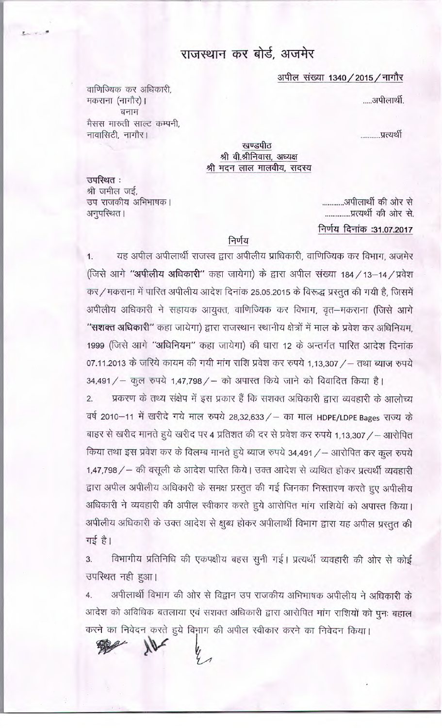# राजस्थान कर बोर्ड, अजमेर

अपील संख्या 1340/2015/नागौर

वाणिज्यिक कर अधिकारी,
मकराना (नागौर)। .....अपीलार्थी.

बनाम

मैसस मारुती साल्ट कम्पनी,
नावासिटी, नागौर। ...........प्रत्यर्थी

खण्डपीठ
श्री वी.श्रीनिवास, अध्यक्ष
श्री मदन लाल मालवीय, सदस्य

उपस्थित :
श्री जमील जई,
उप राजकीय अभिभाषक। ............अपीलार्थी की ओर से
अनुपस्थित। ..............प्रत्यर्थी की ओर से.

निर्णय दिनांक :31.07.2017

## निर्णय

1. यह अपील अपीलार्थी राजस्व द्वारा अपीलीय प्राधिकारी, वाणिज्यिक कर विभाग, अजमेर (जिसे आगे **"अपीलीय अधिकारी"** कहा जायेगा) के द्वारा अपील संख्या 184/13–14/प्रवेश कर/मकराना में पारित अपीलीय आदेश दिनांक 25.05.2015 के विरूद्ध प्रस्तुत की गयी है, जिसमें अपीलीय अधिकारी ने सहायक आयुक्त, वाणिज्यिक कर विभाग, वृत–मकराना (जिसे आगे **"सशक्त अधिकारी"** कहा जायेगा) द्वारा राजस्थान स्थानीय क्षेत्रों में माल के प्रवेश कर अधिनियम, 1999 (जिसे आगे "अधिनियम" कहा जायेगा) की धारा 12 के अन्तर्गत पारित आदेश दिनांक 07.11.2013 के जरिये कायम की गयी मांग राशि प्रवेश कर रुपये 1,13,307/– तथा ब्याज रुपये 34,491/– कुल रुपये 1,47,798/– को अपास्त किये जाने को विवादित किया है।

2. प्रकरण के तथ्य संक्षेप में इस प्रकार हैं कि सशक्त अधिकारी द्वारा व्यवहारी के आलोच्य वर्ष 2010–11 में खरीदे गये माल रुपये 28,32,633/– का माल HDPE/LDPE Bages राज्य के बाहर से खरीद मानते हुये खरीद पर 4 प्रतिशत की दर से प्रवेश कर रुपये 1,13,307/– आरोपित किया तथा इस प्रवेश कर के विलम्ब मानते हुये ब्याज रुपये 34,491/– आरोपित कर कुल रुपये 1,47,798/– की वसूली के आदेश पारित किये। उक्त आदेश से व्यथित होकर प्रत्यर्थी व्यवहारी द्वारा अपील अपीलीय अधिकारी के समक्ष प्रस्तुत की गई जिनका निस्तारण करते हुए अपीलीय अधिकारी ने व्यवहारी की अपील स्वीकार करते हुये आरोपित मांग राशियें को अपास्त किया। अपीलीय अधिकारी के उक्त आदेश से क्षुब्ध होकर अपीलार्थी विभाग द्वारा यह अपील प्रस्तुत की गई है।

3. विभागीय प्रतिनिधि की एकपक्षीय बहस सुनी गई। प्रत्यर्थी व्यवहारी की ओर से कोई उपस्थित नही हुआ।

4. अपीलार्थी विभाग की ओर से विद्वान उप राजकीय अभिभाषक अपीलीय ने अधिकारी के आदेश को अविधिक बतलाया एवं सशक्त अधिकारी द्वारा आरोपित मांग राशियों को पुनः बहाल करने का निवेदन करते हुये विभाग की अपील स्वीकार करने का निवेदन किया।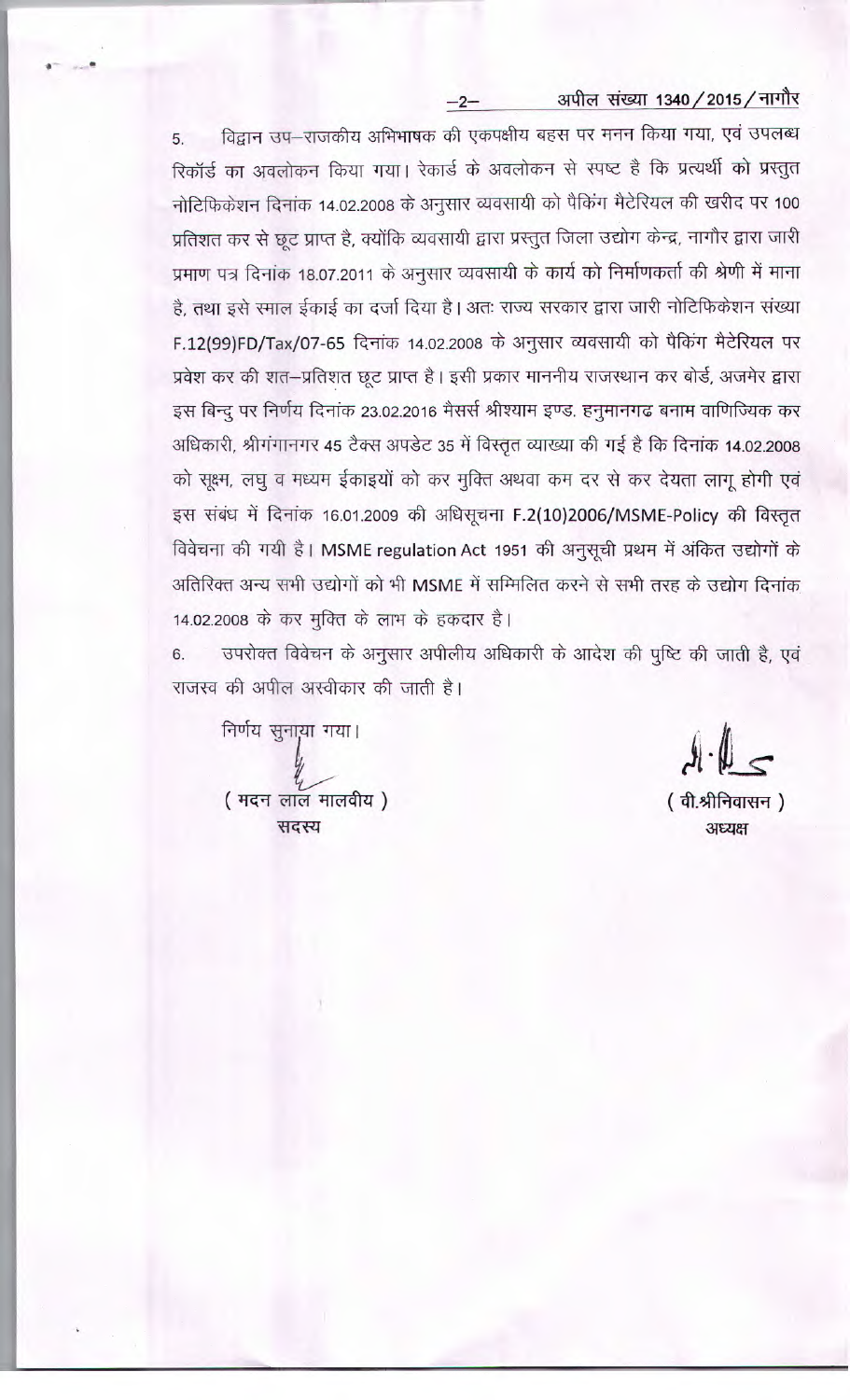5. विद्वान उप–राजकीय अभिभाषक की एकपक्षीय बहस पर मनन किया गया, एवं उपलब्ध रिकॉर्ड का अवलोकन किया गया। रेकार्ड के अवलोकन से स्पष्ट है कि प्रत्यर्थी को प्रस्तुत नोटिफिकेशन दिनांक 14.02.2008 के अनुसार व्यवसायी को पैकिंग मैटेरियल की खरीद पर 100 प्रतिशत कर से छूट प्राप्त है, क्योंकि व्यवसायी द्वारा प्रस्तुत जिला उद्योग केन्द्र, नागौर द्वारा जारी प्रमाण पत्र दिनांक 18.07.2011 के अनुसार व्यवसायी के कार्य को निर्माणकर्ता की श्रेणी में माना है, तथा इसे स्माल ईकाई का दर्जा दिया है। अतः राज्य सरकार द्वारा जारी नोटिफिकेशन संख्या F.12(99)FD/Tax/07-65 दिनांक 14.02.2008 के अनुसार व्यवसायी को पैकिंग मैटेरियल पर प्रवेश कर की शत–प्रतिशत छूट प्राप्त है। इसी प्रकार माननीय राजस्थान कर बोर्ड, अजमेर द्वारा इस बिन्दु पर निर्णय दिनांक 23.02.2016 मैसर्स श्रीश्याम इण्ड. हनुमानगढ बनाम वाणिज्यिक कर अधिकारी, श्रीगंगानगर 45 टैक्स अपडेट 35 में विस्तृत व्याख्या की गई है कि दिनांक 14.02.2008 को सूक्ष्म, लघु व मध्यम ईकाइयों को कर मुक्ति अथवा कम दर से कर देयता लागू होगी एवं इस संबंध में दिनांक 16.01.2009 की अधिसूचना F.2(10)2006/MSME-Policy की विस्तृत विवेचना की गयी है। MSME regulation Act 1951 की अनुसूची प्रथम में अंकित उद्योगों के अतिरिक्त अन्य सभी उद्योगों को भी MSME में सम्मिलित करने से सभी तरह के उद्योग दिनांक 14.02.2008 के कर मुक्ति के लाभ के हकदार है।

6. उपरोक्त विवेचन के अनुसार अपीलीय अधिकारी के आदेश की पुष्टि की जाती है, एवं राजस्व की अपील अस्वीकार की जाती है।

निर्णय सुनाया गया।

( मदन लाल मालवीय )
सदस्य

( वी.श्रीनिवासन )
अध्यक्ष